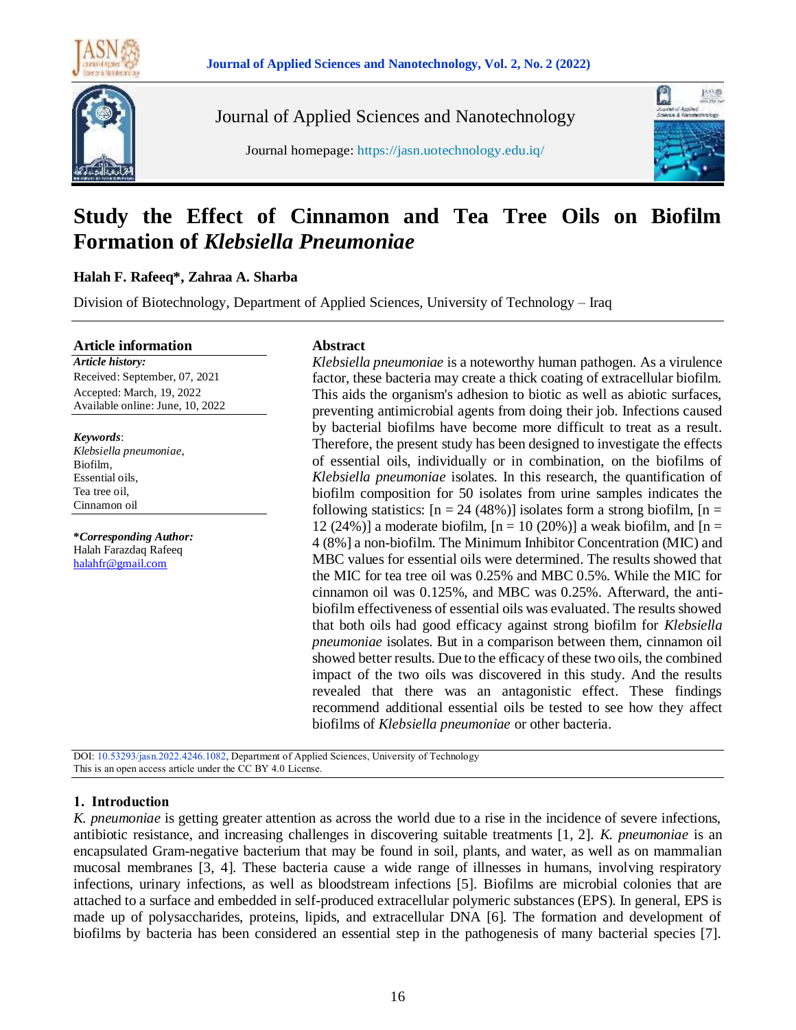Journal of Applied Sciences and Nanotechnology

Journal homepage: https://jasn.uotechnology.edu.iq/

# Study the Effect of Cinnamon and Tea Tree Oils on Biofilm Formation of *Klebsiella Pneumoniae*

**Halah F. Rafeeq\*, Zahraa A. Sharba**

Division of Biotechnology, Department of Applied Sciences, University of Technology – Iraq

## Article information

***Article history:***

Received: September, 07, 2021

Accepted: March, 19, 2022

Available online: June, 10, 2022

***Keywords***:

*Klebsiella pneumoniae*,

Biofilm,

Essential oils,

Tea tree oil,

Cinnamon oil

**\**Corresponding Author:***

Halah Farazdaq Rafeeq

halahfr@gmail.com

## Abstract

*Klebsiella pneumoniae* is a noteworthy human pathogen. As a virulence factor, these bacteria may create a thick coating of extracellular biofilm. This aids the organism's adhesion to biotic as well as abiotic surfaces, preventing antimicrobial agents from doing their job. Infections caused by bacterial biofilms have become more difficult to treat as a result. Therefore, the present study has been designed to investigate the effects of essential oils, individually or in combination, on the biofilms of *Klebsiella pneumoniae* isolates. In this research, the quantification of biofilm composition for 50 isolates from urine samples indicates the following statistics: [n = 24 (48%)] isolates form a strong biofilm, [n = 12 (24%)] a moderate biofilm, [n = 10 (20%)] a weak biofilm, and [n = 4 (8%] a non-biofilm. The Minimum Inhibitor Concentration (MIC) and MBC values for essential oils were determined. The results showed that the MIC for tea tree oil was 0.25% and MBC 0.5%. While the MIC for cinnamon oil was 0.125%, and MBC was 0.25%. Afterward, the anti-biofilm effectiveness of essential oils was evaluated. The results showed that both oils had good efficacy against strong biofilm for *Klebsiella pneumoniae* isolates. But in a comparison between them, cinnamon oil showed better results. Due to the efficacy of these two oils, the combined impact of the two oils was discovered in this study. And the results revealed that there was an antagonistic effect. These findings recommend additional essential oils be tested to see how they affect biofilms of *Klebsiella pneumoniae* or other bacteria.

DOI: 10.53293/jasn.2022.4246.1082, Department of Applied Sciences, University of Technology
This is an open access article under the CC BY 4.0 License.

## 1. Introduction

*K. pneumoniae* is getting greater attention as across the world due to a rise in the incidence of severe infections, antibiotic resistance, and increasing challenges in discovering suitable treatments [1, 2]. *K. pneumoniae* is an encapsulated Gram-negative bacterium that may be found in soil, plants, and water, as well as on mammalian mucosal membranes [3, 4]. These bacteria cause a wide range of illnesses in humans, involving respiratory infections, urinary infections, as well as bloodstream infections [5]. Biofilms are microbial colonies that are attached to a surface and embedded in self-produced extracellular polymeric substances (EPS). In general, EPS is made up of polysaccharides, proteins, lipids, and extracellular DNA [6]. The formation and development of biofilms by bacteria has been considered an essential step in the pathogenesis of many bacterial species [7].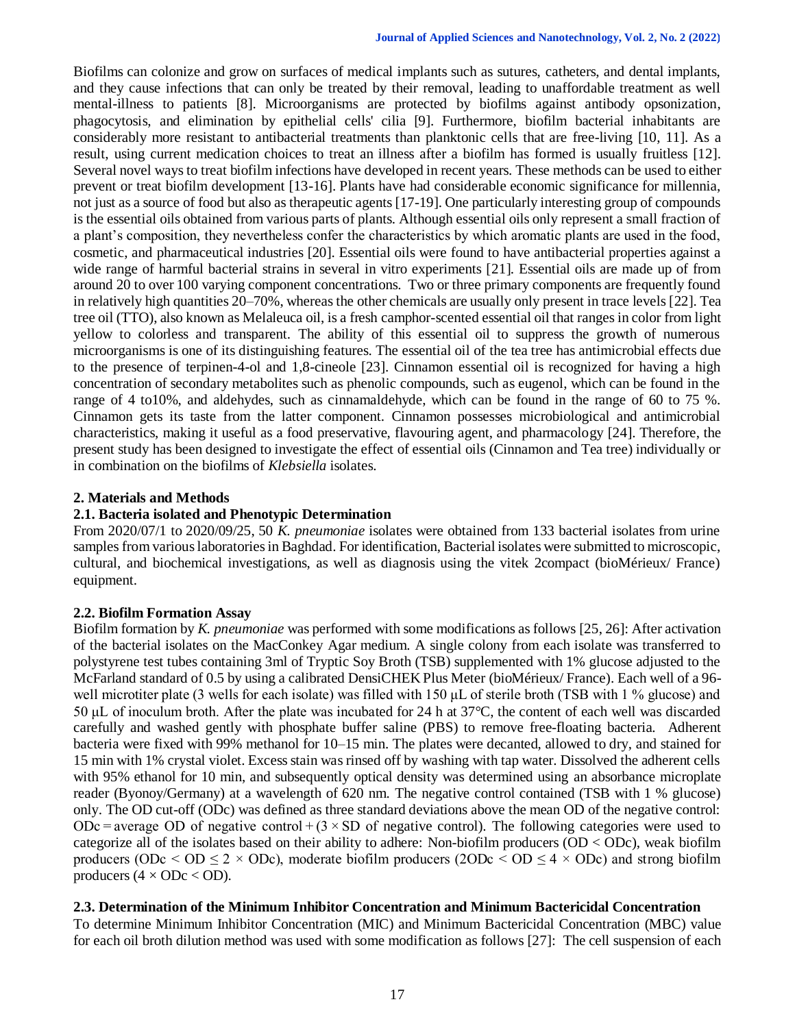Biofilms can colonize and grow on surfaces of medical implants such as sutures, catheters, and dental implants, and they cause infections that can only be treated by their removal, leading to unaffordable treatment as well mental-illness to patients [8]. Microorganisms are protected by biofilms against antibody opsonization, phagocytosis, and elimination by epithelial cells' cilia [9]. Furthermore, biofilm bacterial inhabitants are considerably more resistant to antibacterial treatments than planktonic cells that are free-living [10, 11]. As a result, using current medication choices to treat an illness after a biofilm has formed is usually fruitless [12]. Several novel ways to treat biofilm infections have developed in recent years. These methods can be used to either prevent or treat biofilm development [13-16]. Plants have had considerable economic significance for millennia, not just as a source of food but also as therapeutic agents [17-19]. One particularly interesting group of compounds is the essential oils obtained from various parts of plants. Although essential oils only represent a small fraction of a plant's composition, they nevertheless confer the characteristics by which aromatic plants are used in the food, cosmetic, and pharmaceutical industries [20]. Essential oils were found to have antibacterial properties against a wide range of harmful bacterial strains in several in vitro experiments [21]. Essential oils are made up of from around 20 to over 100 varying component concentrations. Two or three primary components are frequently found in relatively high quantities 20–70%, whereas the other chemicals are usually only present in trace levels [22]. Tea tree oil (TTO), also known as Melaleuca oil, is a fresh camphor-scented essential oil that ranges in color from light yellow to colorless and transparent. The ability of this essential oil to suppress the growth of numerous microorganisms is one of its distinguishing features. The essential oil of the tea tree has antimicrobial effects due to the presence of terpinen-4-ol and 1,8-cineole [23]. Cinnamon essential oil is recognized for having a high concentration of secondary metabolites such as phenolic compounds, such as eugenol, which can be found in the range of 4 to10%, and aldehydes, such as cinnamaldehyde, which can be found in the range of 60 to 75 %. Cinnamon gets its taste from the latter component. Cinnamon possesses microbiological and antimicrobial characteristics, making it useful as a food preservative, flavouring agent, and pharmacology [24]. Therefore, the present study has been designed to investigate the effect of essential oils (Cinnamon and Tea tree) individually or in combination on the biofilms of *Klebsiella* isolates.

## 2. Materials and Methods

### 2.1. Bacteria isolated and Phenotypic Determination

From 2020/07/1 to 2020/09/25, 50 *K. pneumoniae* isolates were obtained from 133 bacterial isolates from urine samples from various laboratories in Baghdad. For identification, Bacterial isolates were submitted to microscopic, cultural, and biochemical investigations, as well as diagnosis using the vitek 2compact (bioMérieux/ France) equipment.

### 2.2. Biofilm Formation Assay

Biofilm formation by *K. pneumoniae* was performed with some modifications as follows [25, 26]: After activation of the bacterial isolates on the MacConkey Agar medium. A single colony from each isolate was transferred to polystyrene test tubes containing 3ml of Tryptic Soy Broth (TSB) supplemented with 1% glucose adjusted to the McFarland standard of 0.5 by using a calibrated DensiCHEK Plus Meter (bioMérieux/ France). Each well of a 96-well microtiter plate (3 wells for each isolate) was filled with 150 μL of sterile broth (TSB with 1 % glucose) and 50 μL of inoculum broth. After the plate was incubated for 24 h at 37℃, the content of each well was discarded carefully and washed gently with phosphate buffer saline (PBS) to remove free-floating bacteria. Adherent bacteria were fixed with 99% methanol for 10–15 min. The plates were decanted, allowed to dry, and stained for 15 min with 1% crystal violet. Excess stain was rinsed off by washing with tap water. Dissolved the adherent cells with 95% ethanol for 10 min, and subsequently optical density was determined using an absorbance microplate reader (Byonoy/Germany) at a wavelength of 620 nm. The negative control contained (TSB with 1 % glucose) only. The OD cut-off (ODc) was defined as three standard deviations above the mean OD of the negative control: ODc = average OD of negative control + (3 × SD of negative control). The following categories were used to categorize all of the isolates based on their ability to adhere: Non-biofilm producers (OD < ODc), weak biofilm producers (ODc < OD ≤ 2 × ODc), moderate biofilm producers (2ODc < OD ≤ 4 × ODc) and strong biofilm producers (4 × ODc < OD).

### 2.3. Determination of the Minimum Inhibitor Concentration and Minimum Bactericidal Concentration

To determine Minimum Inhibitor Concentration (MIC) and Minimum Bactericidal Concentration (MBC) value for each oil broth dilution method was used with some modification as follows [27]: The cell suspension of each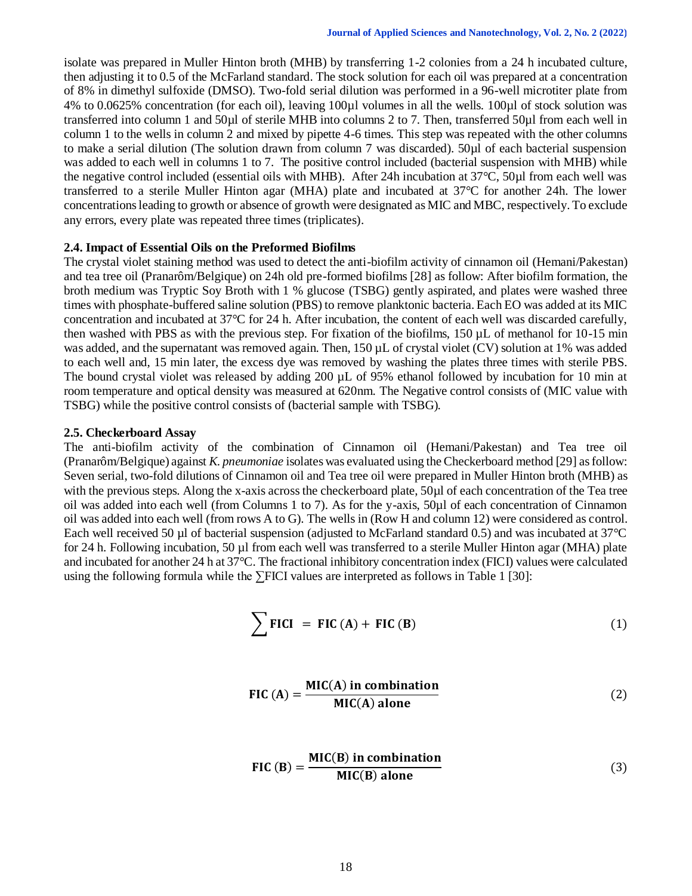isolate was prepared in Muller Hinton broth (MHB) by transferring 1-2 colonies from a 24 h incubated culture, then adjusting it to 0.5 of the McFarland standard. The stock solution for each oil was prepared at a concentration of 8% in dimethyl sulfoxide (DMSO). Two-fold serial dilution was performed in a 96-well microtiter plate from 4% to 0.0625% concentration (for each oil), leaving 100µl volumes in all the wells. 100µl of stock solution was transferred into column 1 and 50µl of sterile MHB into columns 2 to 7. Then, transferred 50µl from each well in column 1 to the wells in column 2 and mixed by pipette 4-6 times. This step was repeated with the other columns to make a serial dilution (The solution drawn from column 7 was discarded). 50µl of each bacterial suspension was added to each well in columns 1 to 7. The positive control included (bacterial suspension with MHB) while the negative control included (essential oils with MHB). After 24h incubation at 37°C, 50µl from each well was transferred to a sterile Muller Hinton agar (MHA) plate and incubated at 37°C for another 24h. The lower concentrations leading to growth or absence of growth were designated as MIC and MBC, respectively. To exclude any errors, every plate was repeated three times (triplicates).

### 2.4. Impact of Essential Oils on the Preformed Biofilms

The crystal violet staining method was used to detect the anti-biofilm activity of cinnamon oil (Hemani/Pakestan) and tea tree oil (Pranarôm/Belgique) on 24h old pre-formed biofilms [28] as follow: After biofilm formation, the broth medium was Tryptic Soy Broth with 1 % glucose (TSBG) gently aspirated, and plates were washed three times with phosphate-buffered saline solution (PBS) to remove planktonic bacteria. Each EO was added at its MIC concentration and incubated at 37°C for 24 h. After incubation, the content of each well was discarded carefully, then washed with PBS as with the previous step. For fixation of the biofilms, 150 µL of methanol for 10-15 min was added, and the supernatant was removed again. Then, 150 µL of crystal violet (CV) solution at 1% was added to each well and, 15 min later, the excess dye was removed by washing the plates three times with sterile PBS. The bound crystal violet was released by adding 200 µL of 95% ethanol followed by incubation for 10 min at room temperature and optical density was measured at 620nm. The Negative control consists of (MIC value with TSBG) while the positive control consists of (bacterial sample with TSBG).

### 2.5. Checkerboard Assay

The anti-biofilm activity of the combination of Cinnamon oil (Hemani/Pakestan) and Tea tree oil (Pranarôm/Belgique) against *K. pneumoniae* isolates was evaluated using the Checkerboard method [29] as follow: Seven serial, two-fold dilutions of Cinnamon oil and Tea tree oil were prepared in Muller Hinton broth (MHB) as with the previous steps. Along the x-axis across the checkerboard plate, 50µl of each concentration of the Tea tree oil was added into each well (from Columns 1 to 7). As for the y-axis, 50µl of each concentration of Cinnamon oil was added into each well (from rows A to G). The wells in (Row H and column 12) were considered as control. Each well received 50 µl of bacterial suspension (adjusted to McFarland standard 0.5) and was incubated at 37°C for 24 h. Following incubation, 50 µl from each well was transferred to a sterile Muller Hinton agar (MHA) plate and incubated for another 24 h at 37°C. The fractional inhibitory concentration index (FICI) values were calculated using the following formula while the ∑FICI values are interpreted as follows in Table 1 [30]:

$$\sum \textbf{FICI} = \textbf{FIC (A)} + \textbf{FIC (B)} \tag{1}$$

$$\textbf{FIC (A)} = \frac{\textbf{MIC(A) in combination}}{\textbf{MIC(A) alone}} \tag{2}$$

$$\textbf{FIC (B)} = \frac{\textbf{MIC(B) in combination}}{\textbf{MIC(B) alone}} \tag{3}$$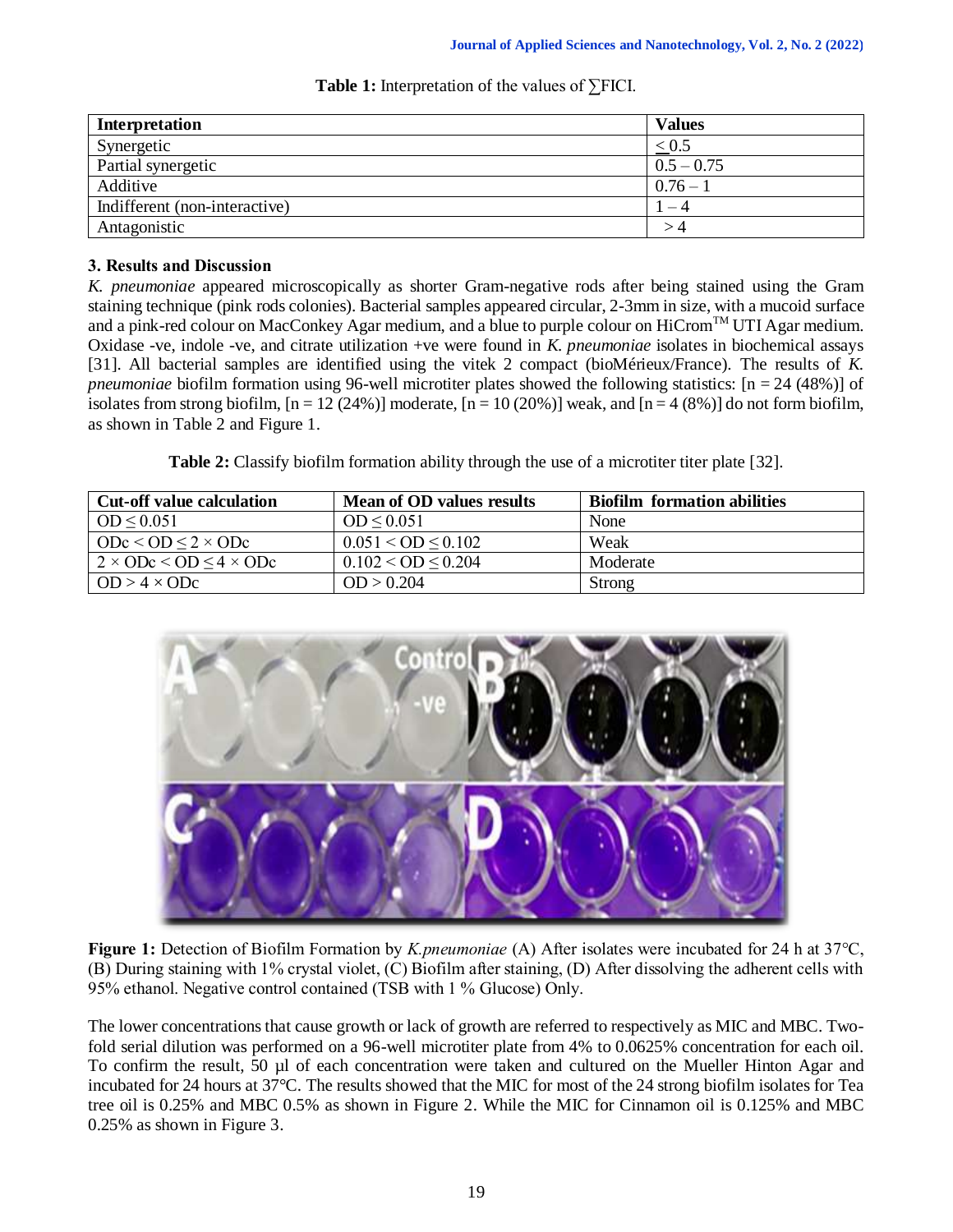**Table 1:** Interpretation of the values of ∑FICI.

| Interpretation | Values |
|---|---|
| Synergetic | $\leq 0.5$ |
| Partial synergetic | 0.5 – 0.75 |
| Additive | 0.76 – 1 |
| Indifferent (non-interactive) | 1 – 4 |
| Antagonistic | > 4 |

### 3. Results and Discussion

*K. pneumoniae* appeared microscopically as shorter Gram-negative rods after being stained using the Gram staining technique (pink rods colonies). Bacterial samples appeared circular, 2-3mm in size, with a mucoid surface and a pink-red colour on MacConkey Agar medium, and a blue to purple colour on HiCrom™ UTI Agar medium. Oxidase -ve, indole -ve, and citrate utilization +ve were found in *K. pneumoniae* isolates in biochemical assays [31]. All bacterial samples are identified using the vitek 2 compact (bioMérieux/France). The results of *K. pneumoniae* biofilm formation using 96-well microtiter plates showed the following statistics: [n = 24 (48%)] of isolates from strong biofilm, [n = 12 (24%)] moderate, [n = 10 (20%)] weak, and [n = 4 (8%)] do not form biofilm, as shown in Table 2 and Figure 1.

**Table 2:** Classify biofilm formation ability through the use of a microtiter titer plate [32].

| Cut-off value calculation | Mean of OD values results | Biofilm formation abilities |
|---|---|---|
| $OD \leq 0.051$ | $OD \leq 0.051$ | None |
| $ODc < OD \leq 2 \times ODc$ | $0.051 < OD \leq 0.102$ | Weak |
| $2 \times ODc < OD \leq 4 \times ODc$ | $0.102 < OD \leq 0.204$ | Moderate |
| $OD > 4 \times ODc$ | $OD > 0.204$ | Strong |

**Figure 1:** Detection of Biofilm Formation by *K.pneumoniae* (A) After isolates were incubated for 24 h at 37°C, (B) During staining with 1% crystal violet, (C) Biofilm after staining, (D) After dissolving the adherent cells with 95% ethanol. Negative control contained (TSB with 1 % Glucose) Only.

The lower concentrations that cause growth or lack of growth are referred to respectively as MIC and MBC. Two-fold serial dilution was performed on a 96-well microtiter plate from 4% to 0.0625% concentration for each oil. To confirm the result, 50 µl of each concentration were taken and cultured on the Mueller Hinton Agar and incubated for 24 hours at 37°C. The results showed that the MIC for most of the 24 strong biofilm isolates for Tea tree oil is 0.25% and MBC 0.5% as shown in Figure 2. While the MIC for Cinnamon oil is 0.125% and MBC 0.25% as shown in Figure 3.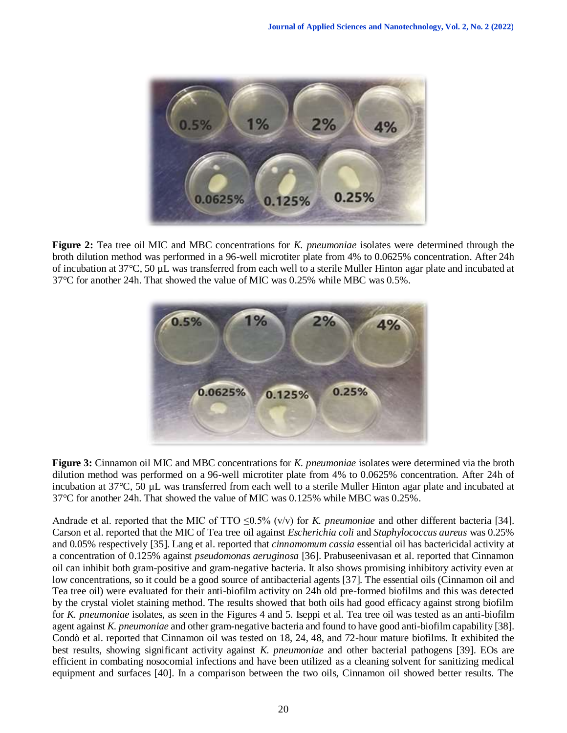**Figure 2:** Tea tree oil MIC and MBC concentrations for *K. pneumoniae* isolates were determined through the broth dilution method was performed in a 96-well microtiter plate from 4% to 0.0625% concentration. After 24h of incubation at 37°C, 50 µL was transferred from each well to a sterile Muller Hinton agar plate and incubated at 37°C for another 24h. That showed the value of MIC was 0.25% while MBC was 0.5%.

**Figure 3:** Cinnamon oil MIC and MBC concentrations for *K. pneumoniae* isolates were determined via the broth dilution method was performed on a 96-well microtiter plate from 4% to 0.0625% concentration. After 24h of incubation at 37°C, 50 µL was transferred from each well to a sterile Muller Hinton agar plate and incubated at 37°C for another 24h. That showed the value of MIC was 0.125% while MBC was 0.25%.

Andrade et al. reported that the MIC of TTO ≤0.5% (v/v) for *K. pneumoniae* and other different bacteria [34]. Carson et al. reported that the MIC of Tea tree oil against *Escherichia coli* and *Staphylococcus aureus* was 0.25% and 0.05% respectively [35]. Lang et al. reported that *cinnamomum cassia* essential oil has bactericidal activity at a concentration of 0.125% against *pseudomonas aeruginosa* [36]. Prabuseenivasan et al. reported that Cinnamon oil can inhibit both gram-positive and gram-negative bacteria. It also shows promising inhibitory activity even at low concentrations, so it could be a good source of antibacterial agents [37]. The essential oils (Cinnamon oil and Tea tree oil) were evaluated for their anti-biofilm activity on 24h old pre-formed biofilms and this was detected by the crystal violet staining method. The results showed that both oils had good efficacy against strong biofilm for *K. pneumoniae* isolates, as seen in the Figures 4 and 5. Iseppi et al. Tea tree oil was tested as an anti-biofilm agent against *K. pneumoniae* and other gram-negative bacteria and found to have good anti-biofilm capability [38]. Condò et al. reported that Cinnamon oil was tested on 18, 24, 48, and 72-hour mature biofilms. It exhibited the best results, showing significant activity against *K. pneumoniae* and other bacterial pathogens [39]. EOs are efficient in combating nosocomial infections and have been utilized as a cleaning solvent for sanitizing medical equipment and surfaces [40]. In a comparison between the two oils, Cinnamon oil showed better results. The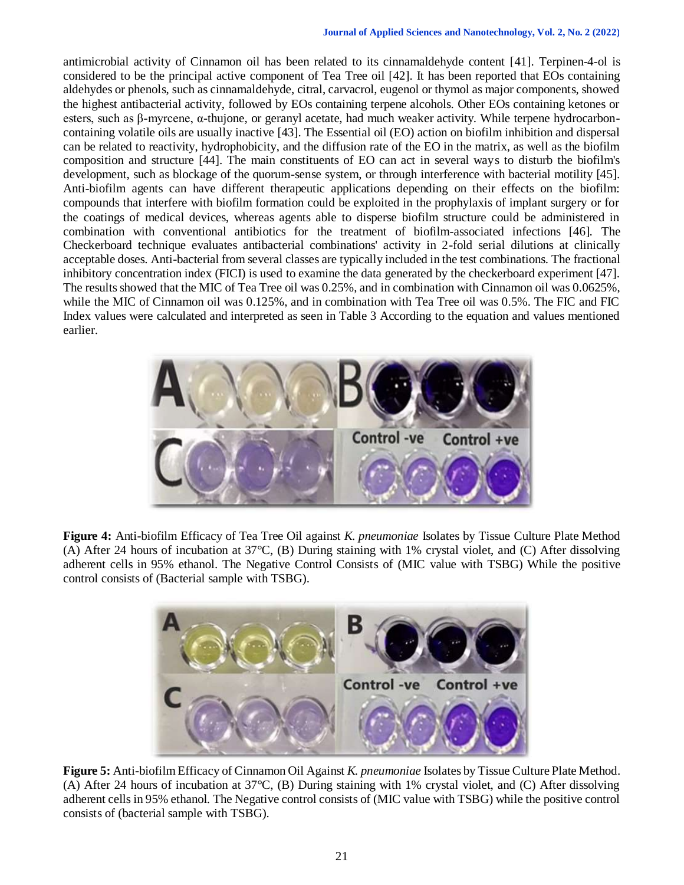antimicrobial activity of Cinnamon oil has been related to its cinnamaldehyde content [41]. Terpinen-4-ol is considered to be the principal active component of Tea Tree oil [42]. It has been reported that EOs containing aldehydes or phenols, such as cinnamaldehyde, citral, carvacrol, eugenol or thymol as major components, showed the highest antibacterial activity, followed by EOs containing terpene alcohols. Other EOs containing ketones or esters, such as β-myrcene, α-thujone, or geranyl acetate, had much weaker activity. While terpene hydrocarbon-containing volatile oils are usually inactive [43]. The Essential oil (EO) action on biofilm inhibition and dispersal can be related to reactivity, hydrophobicity, and the diffusion rate of the EO in the matrix, as well as the biofilm composition and structure [44]. The main constituents of EO can act in several ways to disturb the biofilm's development, such as blockage of the quorum-sense system, or through interference with bacterial motility [45]. Anti-biofilm agents can have different therapeutic applications depending on their effects on the biofilm: compounds that interfere with biofilm formation could be exploited in the prophylaxis of implant surgery or for the coatings of medical devices, whereas agents able to disperse biofilm structure could be administered in combination with conventional antibiotics for the treatment of biofilm-associated infections [46]. The Checkerboard technique evaluates antibacterial combinations' activity in 2-fold serial dilutions at clinically acceptable doses. Anti-bacterial from several classes are typically included in the test combinations. The fractional inhibitory concentration index (FICI) is used to examine the data generated by the checkerboard experiment [47]. The results showed that the MIC of Tea Tree oil was 0.25%, and in combination with Cinnamon oil was 0.0625%, while the MIC of Cinnamon oil was 0.125%, and in combination with Tea Tree oil was 0.5%. The FIC and FIC Index values were calculated and interpreted as seen in Table 3 According to the equation and values mentioned earlier.

**Figure 4:** Anti-biofilm Efficacy of Tea Tree Oil against *K. pneumoniae* Isolates by Tissue Culture Plate Method (A) After 24 hours of incubation at 37°C, (B) During staining with 1% crystal violet, and (C) After dissolving adherent cells in 95% ethanol. The Negative Control Consists of (MIC value with TSBG) While the positive control consists of (Bacterial sample with TSBG).

**Figure 5:** Anti-biofilm Efficacy of Cinnamon Oil Against *K. pneumoniae* Isolates by Tissue Culture Plate Method. (A) After 24 hours of incubation at 37°C, (B) During staining with 1% crystal violet, and (C) After dissolving adherent cells in 95% ethanol. The Negative control consists of (MIC value with TSBG) while the positive control consists of (bacterial sample with TSBG).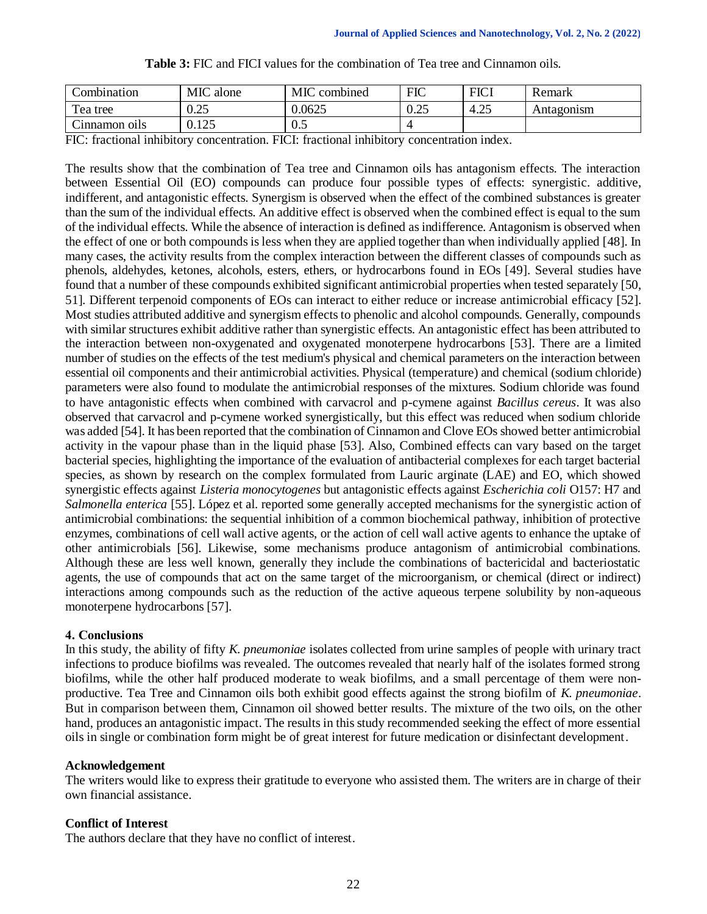**Table 3:** FIC and FICI values for the combination of Tea tree and Cinnamon oils.

| Combination | MIC alone | MIC combined | FIC | FICI | Remark |
|---|---|---|---|---|---|
| Tea tree | 0.25 | 0.0625 | 0.25 | 4.25 | Antagonism |
| Cinnamon oils | 0.125 | 0.5 | 4 | | |

FIC: fractional inhibitory concentration. FICI: fractional inhibitory concentration index.

The results show that the combination of Tea tree and Cinnamon oils has antagonism effects. The interaction between Essential Oil (EO) compounds can produce four possible types of effects: synergistic. additive, indifferent, and antagonistic effects. Synergism is observed when the effect of the combined substances is greater than the sum of the individual effects. An additive effect is observed when the combined effect is equal to the sum of the individual effects. While the absence of interaction is defined as indifference. Antagonism is observed when the effect of one or both compounds is less when they are applied together than when individually applied [48]. In many cases, the activity results from the complex interaction between the different classes of compounds such as phenols, aldehydes, ketones, alcohols, esters, ethers, or hydrocarbons found in EOs [49]. Several studies have found that a number of these compounds exhibited significant antimicrobial properties when tested separately [50, 51]. Different terpenoid components of EOs can interact to either reduce or increase antimicrobial efficacy [52]. Most studies attributed additive and synergism effects to phenolic and alcohol compounds. Generally, compounds with similar structures exhibit additive rather than synergistic effects. An antagonistic effect has been attributed to the interaction between non-oxygenated and oxygenated monoterpene hydrocarbons [53]. There are a limited number of studies on the effects of the test medium's physical and chemical parameters on the interaction between essential oil components and their antimicrobial activities. Physical (temperature) and chemical (sodium chloride) parameters were also found to modulate the antimicrobial responses of the mixtures. Sodium chloride was found to have antagonistic effects when combined with carvacrol and p-cymene against *Bacillus cereus*. It was also observed that carvacrol and p-cymene worked synergistically, but this effect was reduced when sodium chloride was added [54]. It has been reported that the combination of Cinnamon and Clove EOs showed better antimicrobial activity in the vapour phase than in the liquid phase [53]. Also, Combined effects can vary based on the target bacterial species, highlighting the importance of the evaluation of antibacterial complexes for each target bacterial species, as shown by research on the complex formulated from Lauric arginate (LAE) and EO, which showed synergistic effects against *Listeria monocytogenes* but antagonistic effects against *Escherichia coli* O157: H7 and *Salmonella enterica* [55]. López et al. reported some generally accepted mechanisms for the synergistic action of antimicrobial combinations: the sequential inhibition of a common biochemical pathway, inhibition of protective enzymes, combinations of cell wall active agents, or the action of cell wall active agents to enhance the uptake of other antimicrobials [56]. Likewise, some mechanisms produce antagonism of antimicrobial combinations. Although these are less well known, generally they include the combinations of bactericidal and bacteriostatic agents, the use of compounds that act on the same target of the microorganism, or chemical (direct or indirect) interactions among compounds such as the reduction of the active aqueous terpene solubility by non-aqueous monoterpene hydrocarbons [57].

## 4. Conclusions

In this study, the ability of fifty *K. pneumoniae* isolates collected from urine samples of people with urinary tract infections to produce biofilms was revealed. The outcomes revealed that nearly half of the isolates formed strong biofilms, while the other half produced moderate to weak biofilms, and a small percentage of them were non-productive. Tea Tree and Cinnamon oils both exhibit good effects against the strong biofilm of *K. pneumoniae*. But in comparison between them, Cinnamon oil showed better results. The mixture of the two oils, on the other hand, produces an antagonistic impact. The results in this study recommended seeking the effect of more essential oils in single or combination form might be of great interest for future medication or disinfectant development.

## Acknowledgement

The writers would like to express their gratitude to everyone who assisted them. The writers are in charge of their own financial assistance.

## Conflict of Interest

The authors declare that they have no conflict of interest.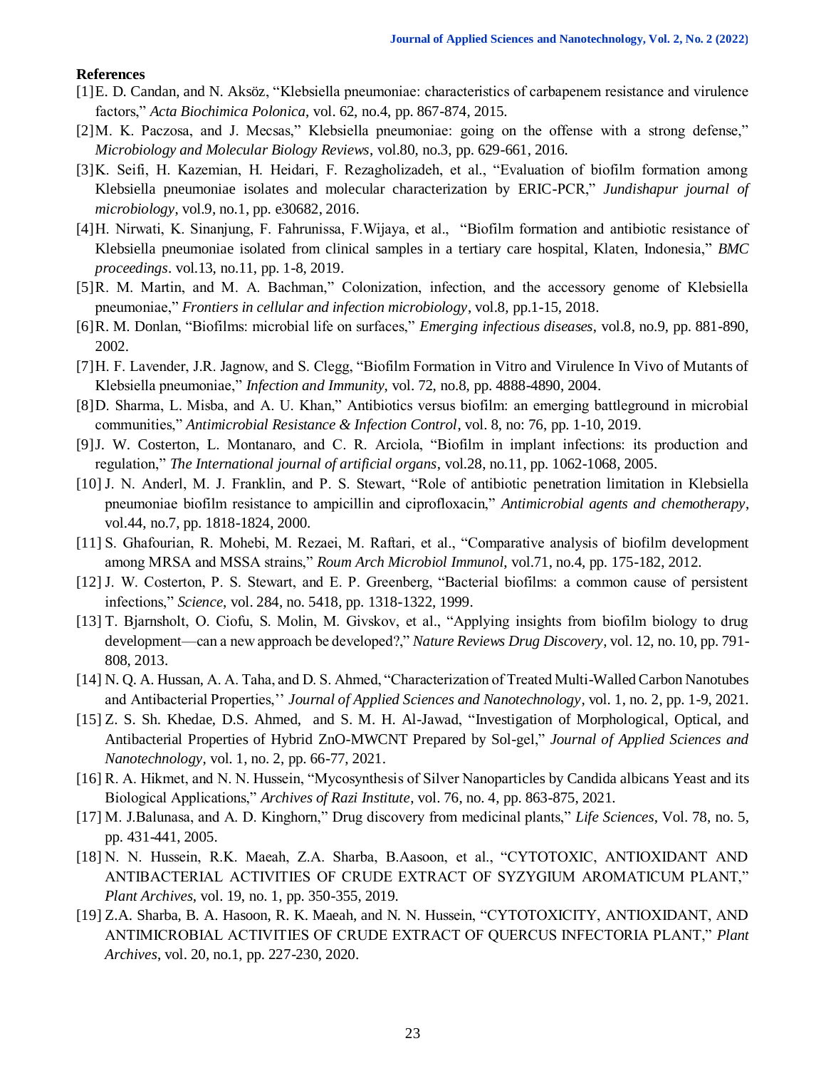## References

[1] E. D. Candan, and N. Aksöz, "Klebsiella pneumoniae: characteristics of carbapenem resistance and virulence factors," *Acta Biochimica Polonica*, vol. 62, no.4, pp. 867-874, 2015.

[2] M. K. Paczosa, and J. Mecsas," Klebsiella pneumoniae: going on the offense with a strong defense," *Microbiology and Molecular Biology Reviews*, vol.80, no.3, pp. 629-661, 2016.

[3] K. Seifi, H. Kazemian, H. Heidari, F. Rezagholizadeh, et al., "Evaluation of biofilm formation among Klebsiella pneumoniae isolates and molecular characterization by ERIC-PCR," *Jundishapur journal of microbiology*, vol.9, no.1, pp. e30682, 2016.

[4] H. Nirwati, K. Sinanjung, F. Fahrunissa, F.Wijaya, et al., "Biofilm formation and antibiotic resistance of Klebsiella pneumoniae isolated from clinical samples in a tertiary care hospital, Klaten, Indonesia," *BMC proceedings*. vol.13, no.11, pp. 1-8, 2019.

[5] R. M. Martin, and M. A. Bachman," Colonization, infection, and the accessory genome of Klebsiella pneumoniae," *Frontiers in cellular and infection microbiology*, vol.8, pp.1-15, 2018.

[6] R. M. Donlan, "Biofilms: microbial life on surfaces," *Emerging infectious diseases*, vol.8, no.9, pp. 881-890, 2002.

[7] H. F. Lavender, J.R. Jagnow, and S. Clegg, "Biofilm Formation in Vitro and Virulence In Vivo of Mutants of Klebsiella pneumoniae," *Infection and Immunity*, vol. 72, no.8, pp. 4888-4890, 2004.

[8] D. Sharma, L. Misba, and A. U. Khan," Antibiotics versus biofilm: an emerging battleground in microbial communities," *Antimicrobial Resistance & Infection Control*, vol. 8, no: 76, pp. 1-10, 2019.

[9] J. W. Costerton, L. Montanaro, and C. R. Arciola, "Biofilm in implant infections: its production and regulation," *The International journal of artificial organs*, vol.28, no.11, pp. 1062-1068, 2005.

[10] J. N. Anderl, M. J. Franklin, and P. S. Stewart, "Role of antibiotic penetration limitation in Klebsiella pneumoniae biofilm resistance to ampicillin and ciprofloxacin," *Antimicrobial agents and chemotherapy*, vol.44, no.7, pp. 1818-1824, 2000.

[11] S. Ghafourian, R. Mohebi, M. Rezaei, M. Raftari, et al., "Comparative analysis of biofilm development among MRSA and MSSA strains," *Roum Arch Microbiol Immunol*, vol.71, no.4, pp. 175-182, 2012.

[12] J. W. Costerton, P. S. Stewart, and E. P. Greenberg, "Bacterial biofilms: a common cause of persistent infections," *Science*, vol. 284, no. 5418, pp. 1318-1322, 1999.

[13] T. Bjarnsholt, O. Ciofu, S. Molin, M. Givskov, et al., "Applying insights from biofilm biology to drug development—can a new approach be developed?," *Nature Reviews Drug Discovery*, vol. 12, no. 10, pp. 791-808, 2013.

[14] N. Q. A. Hussan, A. A. Taha, and D. S. Ahmed, "Characterization of Treated Multi-Walled Carbon Nanotubes and Antibacterial Properties,'' *Journal of Applied Sciences and Nanotechnology*, vol. 1, no. 2, pp. 1-9, 2021.

[15] Z. S. Sh. Khedae, D.S. Ahmed, and S. M. H. Al-Jawad, "Investigation of Morphological, Optical, and Antibacterial Properties of Hybrid ZnO-MWCNT Prepared by Sol-gel," *Journal of Applied Sciences and Nanotechnology*, vol. 1, no. 2, pp. 66-77, 2021.

[16] R. A. Hikmet, and N. N. Hussein, "Mycosynthesis of Silver Nanoparticles by Candida albicans Yeast and its Biological Applications," *Archives of Razi Institute*, vol. 76, no. 4, pp. 863-875, 2021.

[17] M. J.Balunasa, and A. D. Kinghorn," Drug discovery from medicinal plants," *Life Sciences*, Vol. 78, no. 5, pp. 431-441, 2005.

[18] N. N. Hussein, R.K. Maeah, Z.A. Sharba, B.Aasoon, et al., "CYTOTOXIC, ANTIOXIDANT AND ANTIBACTERIAL ACTIVITIES OF CRUDE EXTRACT OF SYZYGIUM AROMATICUM PLANT," *Plant Archives*, vol. 19, no. 1, pp. 350-355, 2019.

[19] Z.A. Sharba, B. A. Hasoon, R. K. Maeah, and N. N. Hussein, "CYTOTOXICITY, ANTIOXIDANT, AND ANTIMICROBIAL ACTIVITIES OF CRUDE EXTRACT OF QUERCUS INFECTORIA PLANT," *Plant Archives*, vol. 20, no.1, pp. 227-230, 2020.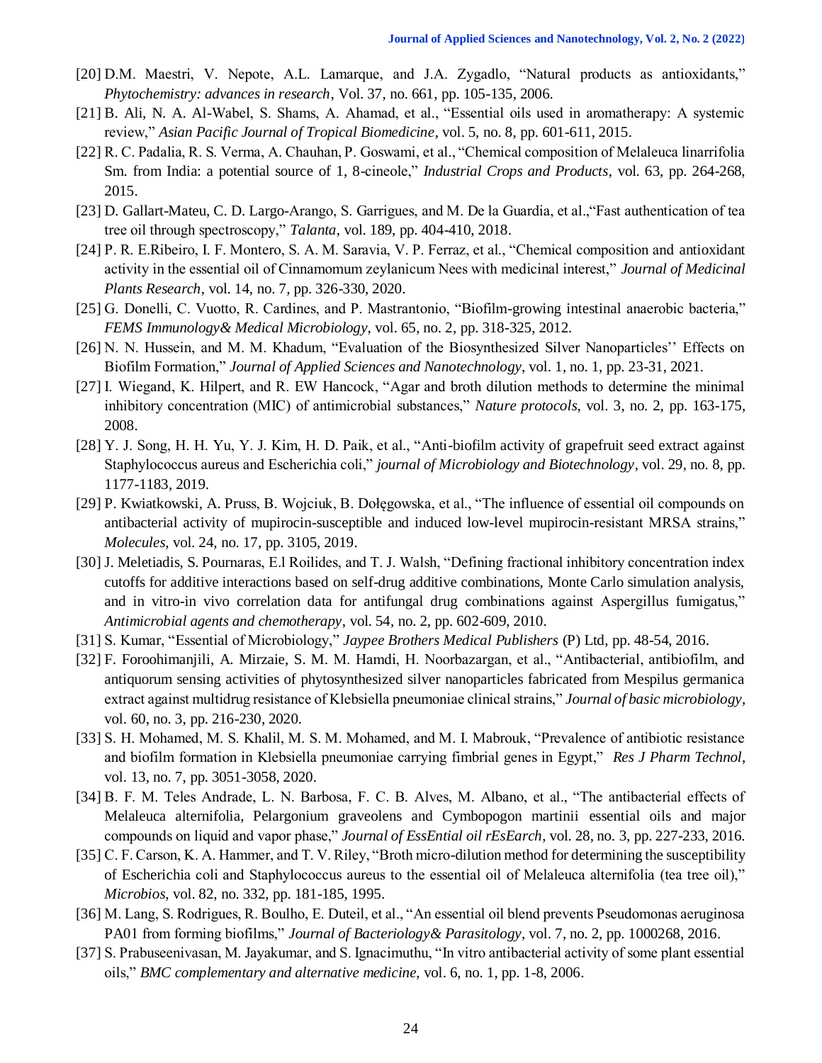[20] D.M. Maestri, V. Nepote, A.L. Lamarque, and J.A. Zygadlo, "Natural products as antioxidants," *Phytochemistry: advances in research*, Vol. 37, no. 661, pp. 105-135, 2006.

[21] B. Ali, N. A. Al-Wabel, S. Shams, A. Ahamad, et al., "Essential oils used in aromatherapy: A systemic review," *Asian Pacific Journal of Tropical Biomedicine*, vol. 5, no. 8, pp. 601-611, 2015.

[22] R. C. Padalia, R. S. Verma, A. Chauhan, P. Goswami, et al., "Chemical composition of Melaleuca linarrifolia Sm. from India: a potential source of 1, 8-cineole," *Industrial Crops and Products*, vol. 63, pp. 264-268, 2015.

[23] D. Gallart-Mateu, C. D. Largo-Arango, S. Garrigues, and M. De la Guardia, et al.,"Fast authentication of tea tree oil through spectroscopy," *Talanta*, vol. 189, pp. 404-410, 2018.

[24] P. R. E.Ribeiro, I. F. Montero, S. A. M. Saravia, V. P. Ferraz, et al., "Chemical composition and antioxidant activity in the essential oil of Cinnamomum zeylanicum Nees with medicinal interest," *Journal of Medicinal Plants Research*, vol. 14, no. 7, pp. 326-330, 2020.

[25] G. Donelli, C. Vuotto, R. Cardines, and P. Mastrantonio, "Biofilm-growing intestinal anaerobic bacteria," *FEMS Immunology& Medical Microbiology*, vol. 65, no. 2, pp. 318-325, 2012.

[26] N. N. Hussein, and M. M. Khadum, "Evaluation of the Biosynthesized Silver Nanoparticles'' Effects on Biofilm Formation," *Journal of Applied Sciences and Nanotechnology*, vol. 1, no. 1, pp. 23-31, 2021.

[27] I. Wiegand, K. Hilpert, and R. EW Hancock, "Agar and broth dilution methods to determine the minimal inhibitory concentration (MIC) of antimicrobial substances," *Nature protocols*, vol. 3, no. 2, pp. 163-175, 2008.

[28] Y. J. Song, H. H. Yu, Y. J. Kim, H. D. Paik, et al., "Anti-biofilm activity of grapefruit seed extract against Staphylococcus aureus and Escherichia coli," *journal of Microbiology and Biotechnology*, vol. 29, no. 8, pp. 1177-1183, 2019.

[29] P. Kwiatkowski, A. Pruss, B. Wojciuk, B. Dołęgowska, et al., "The influence of essential oil compounds on antibacterial activity of mupirocin-susceptible and induced low-level mupirocin-resistant MRSA strains," *Molecules*, vol. 24, no. 17, pp. 3105, 2019.

[30] J. Meletiadis, S. Pournaras, E.l Roilides, and T. J. Walsh, "Defining fractional inhibitory concentration index cutoffs for additive interactions based on self-drug additive combinations, Monte Carlo simulation analysis, and in vitro-in vivo correlation data for antifungal drug combinations against Aspergillus fumigatus," *Antimicrobial agents and chemotherapy*, vol. 54, no. 2, pp. 602-609, 2010.

[31] S. Kumar, "Essential of Microbiology," *Jaypee Brothers Medical Publishers* (P) Ltd, pp. 48-54, 2016.

[32] F. Foroohimanjili, A. Mirzaie, S. M. M. Hamdi, H. Noorbazargan, et al., "Antibacterial, antibiofilm, and antiquorum sensing activities of phytosynthesized silver nanoparticles fabricated from Mespilus germanica extract against multidrug resistance of Klebsiella pneumoniae clinical strains," *Journal of basic microbiology*, vol. 60, no. 3, pp. 216-230, 2020.

[33] S. H. Mohamed, M. S. Khalil, M. S. M. Mohamed, and M. I. Mabrouk, "Prevalence of antibiotic resistance and biofilm formation in Klebsiella pneumoniae carrying fimbrial genes in Egypt," *Res J Pharm Technol*, vol. 13, no. 7, pp. 3051-3058, 2020.

[34] B. F. M. Teles Andrade, L. N. Barbosa, F. C. B. Alves, M. Albano, et al., "The antibacterial effects of Melaleuca alternifolia, Pelargonium graveolens and Cymbopogon martinii essential oils and major compounds on liquid and vapor phase," *Journal of EssEntial oil rEsEarch*, vol. 28, no. 3, pp. 227-233, 2016.

[35] C. F. Carson, K. A. Hammer, and T. V. Riley, "Broth micro-dilution method for determining the susceptibility of Escherichia coli and Staphylococcus aureus to the essential oil of Melaleuca alternifolia (tea tree oil)," *Microbios*, vol. 82, no. 332, pp. 181-185, 1995.

[36] M. Lang, S. Rodrigues, R. Boulho, E. Duteil, et al., "An essential oil blend prevents Pseudomonas aeruginosa PA01 from forming biofilms," *Journal of Bacteriology& Parasitology*, vol. 7, no. 2, pp. 1000268, 2016.

[37] S. Prabuseenivasan, M. Jayakumar, and S. Ignacimuthu, "In vitro antibacterial activity of some plant essential oils," *BMC complementary and alternative medicine*, vol. 6, no. 1, pp. 1-8, 2006.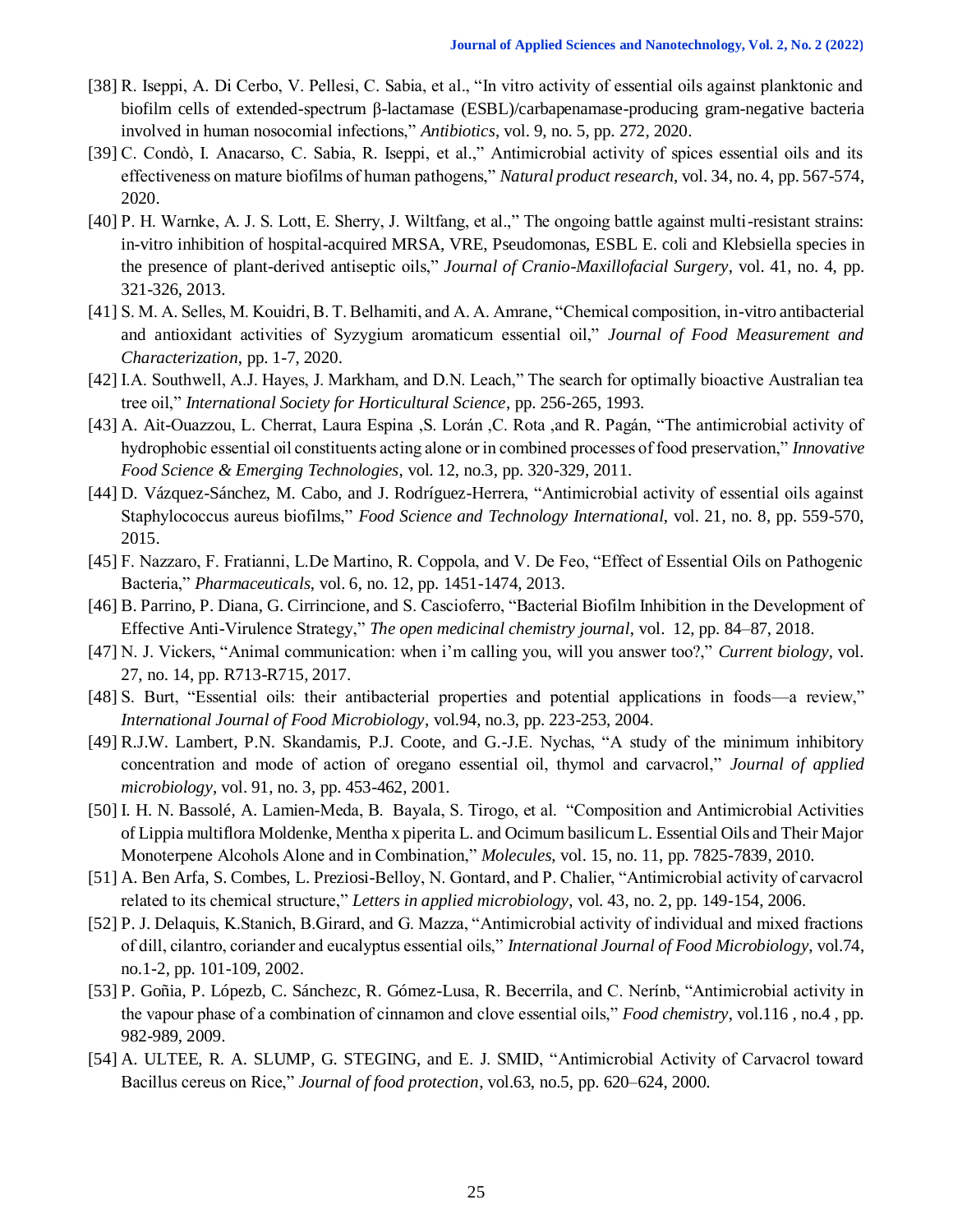[38] R. Iseppi, A. Di Cerbo, V. Pellesi, C. Sabia, et al., "In vitro activity of essential oils against planktonic and biofilm cells of extended-spectrum β-lactamase (ESBL)/carbapenamase-producing gram-negative bacteria involved in human nosocomial infections," *Antibiotics*, vol. 9, no. 5, pp. 272, 2020.

[39] C. Condò, I. Anacarso, C. Sabia, R. Iseppi, et al.," Antimicrobial activity of spices essential oils and its effectiveness on mature biofilms of human pathogens," *Natural product research*, vol. 34, no. 4, pp. 567-574, 2020.

[40] P. H. Warnke, A. J. S. Lott, E. Sherry, J. Wiltfang, et al.," The ongoing battle against multi-resistant strains: in-vitro inhibition of hospital-acquired MRSA, VRE, Pseudomonas, ESBL E. coli and Klebsiella species in the presence of plant-derived antiseptic oils," *Journal of Cranio-Maxillofacial Surgery*, vol. 41, no. 4, pp. 321-326, 2013.

[41] S. M. A. Selles, M. Kouidri, B. T. Belhamiti, and A. A. Amrane, "Chemical composition, in-vitro antibacterial and antioxidant activities of Syzygium aromaticum essential oil," *Journal of Food Measurement and Characterization*, pp. 1-7, 2020.

[42] I.A. Southwell, A.J. Hayes, J. Markham, and D.N. Leach," The search for optimally bioactive Australian tea tree oil," *International Society for Horticultural Science*, pp. 256-265, 1993.

[43] A. Ait-Ouazzou, L. Cherrat, Laura Espina ,S. Lorán ,C. Rota ,and R. Pagán, "The antimicrobial activity of hydrophobic essential oil constituents acting alone or in combined processes of food preservation," *Innovative Food Science & Emerging Technologies*, vol. 12, no.3, pp. 320-329, 2011.

[44] D. Vázquez-Sánchez, M. Cabo, and J. Rodríguez-Herrera, "Antimicrobial activity of essential oils against Staphylococcus aureus biofilms," *Food Science and Technology International*, vol. 21, no. 8, pp. 559-570, 2015.

[45] F. Nazzaro, F. Fratianni, L.De Martino, R. Coppola, and V. De Feo, "Effect of Essential Oils on Pathogenic Bacteria," *Pharmaceuticals*, vol. 6, no. 12, pp. 1451-1474, 2013.

[46] B. Parrino, P. Diana, G. Cirrincione, and S. Cascioferro, "Bacterial Biofilm Inhibition in the Development of Effective Anti-Virulence Strategy," *The open medicinal chemistry journal*, vol. 12, pp. 84–87, 2018.

[47] N. J. Vickers, "Animal communication: when i'm calling you, will you answer too?," *Current biology*, vol. 27, no. 14, pp. R713-R715, 2017.

[48] S. Burt, "Essential oils: their antibacterial properties and potential applications in foods—a review," *International Journal of Food Microbiology*, vol.94, no.3, pp. 223-253, 2004.

[49] R.J.W. Lambert, P.N. Skandamis, P.J. Coote, and G.-J.E. Nychas, "A study of the minimum inhibitory concentration and mode of action of oregano essential oil, thymol and carvacrol," *Journal of applied microbiology*, vol. 91, no. 3, pp. 453-462, 2001.

[50] I. H. N. Bassolé, A. Lamien-Meda, B. Bayala, S. Tirogo, et al. "Composition and Antimicrobial Activities of Lippia multiflora Moldenke, Mentha x piperita L. and Ocimum basilicum L. Essential Oils and Their Major Monoterpene Alcohols Alone and in Combination," *Molecules*, vol. 15, no. 11, pp. 7825-7839, 2010.

[51] A. Ben Arfa, S. Combes, L. Preziosi-Belloy, N. Gontard, and P. Chalier, "Antimicrobial activity of carvacrol related to its chemical structure," *Letters in applied microbiology*, vol. 43, no. 2, pp. 149-154, 2006.

[52] P. J. Delaquis, K.Stanich, B.Girard, and G. Mazza, "Antimicrobial activity of individual and mixed fractions of dill, cilantro, coriander and eucalyptus essential oils," *International Journal of Food Microbiology*, vol.74, no.1-2, pp. 101-109, 2002.

[53] P. Goñia, P. Lópezb, C. Sánchezc, R. Gómez-Lusa, R. Becerrila, and C. Nerínb, "Antimicrobial activity in the vapour phase of a combination of cinnamon and clove essential oils," *Food chemistry*, vol.116 , no.4 , pp. 982-989, 2009.

[54] A. ULTEE, R. A. SLUMP, G. STEGING, and E. J. SMID, "Antimicrobial Activity of Carvacrol toward Bacillus cereus on Rice," *Journal of food protection*, vol.63, no.5, pp. 620–624, 2000.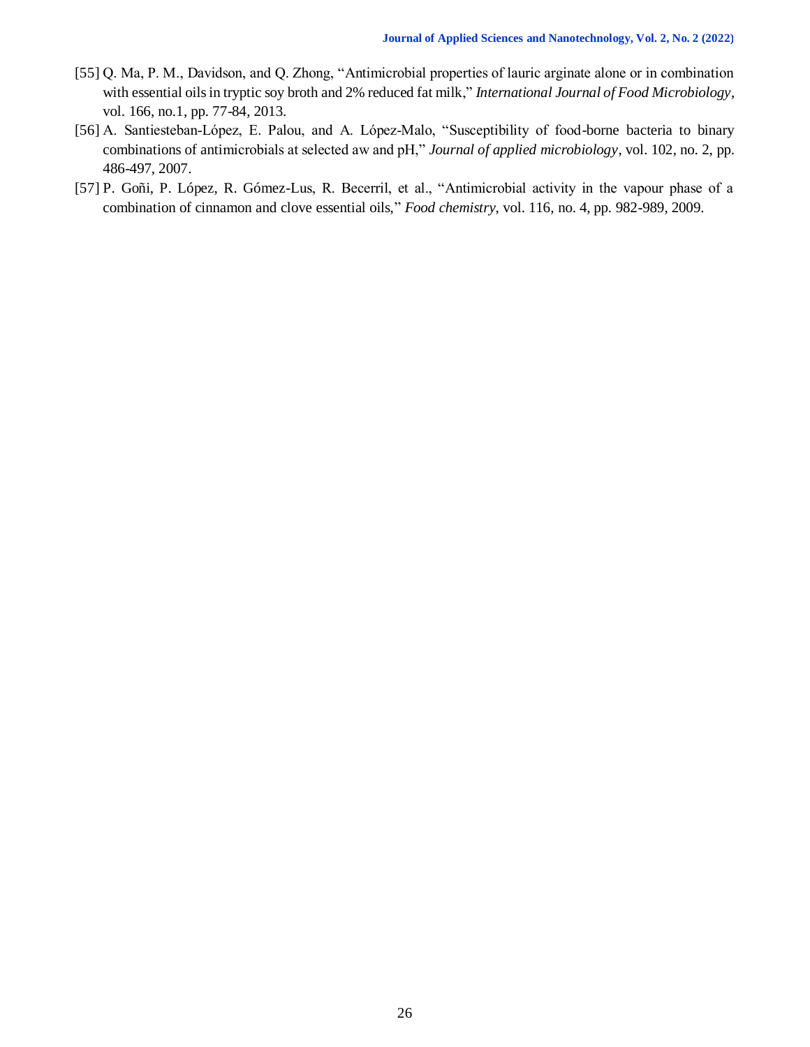[55] Q. Ma, P. M., Davidson, and Q. Zhong, "Antimicrobial properties of lauric arginate alone or in combination with essential oils in tryptic soy broth and 2% reduced fat milk," *International Journal of Food Microbiology*, vol. 166, no.1, pp. 77-84, 2013.

[56] A. Santiesteban-López, E. Palou, and A. López-Malo, "Susceptibility of food-borne bacteria to binary combinations of antimicrobials at selected aw and pH," *Journal of applied microbiology*, vol. 102, no. 2, pp. 486-497, 2007.

[57] P. Goñi, P. López, R. Gómez-Lus, R. Becerril, et al., "Antimicrobial activity in the vapour phase of a combination of cinnamon and clove essential oils," *Food chemistry*, vol. 116, no. 4, pp. 982-989, 2009.